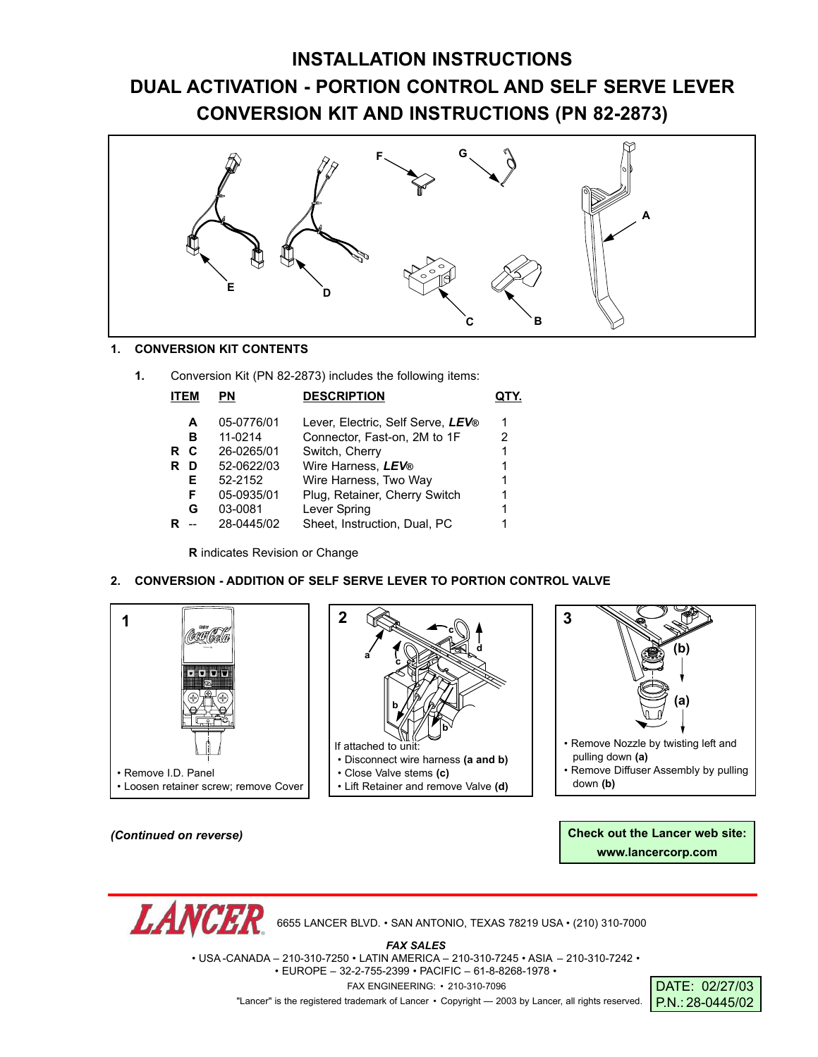# INSTALLATION INSTRUCTIONS
# DUAL ACTIVATION - PORTION CONTROL AND SELF SERVE LEVER CONVERSION KIT AND INSTRUCTIONS (PN 82-2873)

## 1. CONVERSION KIT CONTENTS

1. Conversion Kit (PN 82-2873) includes the following items:

| | ITEM | PN | DESCRIPTION | QTY. |
|---|---|---|---|---|
| | A | 05-0776/01 | Lever, Electric, Self Serve, ***LEV®*** | 1 |
| | B | 11-0214 | Connector, Fast-on, 2M to 1F | 2 |
| R | C | 26-0265/01 | Switch, Cherry | 1 |
| R | D | 52-0622/03 | Wire Harness, ***LEV®*** | 1 |
| | E | 52-2152 | Wire Harness, Two Way | 1 |
| | F | 05-0935/01 | Plug, Retainer, Cherry Switch | 1 |
| | G | 03-0081 | Lever Spring | 1 |
| R | -- | 28-0445/02 | Sheet, Instruction, Dual, PC | 1 |

**R** indicates Revision or Change

## 2. CONVERSION - ADDITION OF SELF SERVE LEVER TO PORTION CONTROL VALVE

**1**
- Remove I.D. Panel
- Loosen retainer screw; remove Cover

**2**
If attached to unit:
- Disconnect wire harness **(a and b)**
- Close Valve stems **(c)**
- Lift Retainer and remove Valve **(d)**

**3**
- Remove Nozzle by twisting left and pulling down **(a)**
- Remove Diffuser Assembly by pulling down **(b)**

*(Continued on reverse)*

**Check out the Lancer web site: www.lancercorp.com**

LANCER 6655 LANCER BLVD. • SAN ANTONIO, TEXAS 78219 USA • (210) 310-7000

***FAX SALES***
• USA-CANADA – 210-310-7250 • LATIN AMERICA – 210-310-7245 • ASIA – 210-310-7242 •
• EUROPE – 32-2-755-2399 • PACIFIC – 61-8-8268-1978 •

FAX ENGINEERING: • 210-310-7096

"Lancer" is the registered trademark of Lancer • Copyright — 2003 by Lancer, all rights reserved.

DATE: 02/27/03
P.N.: 28-0445/02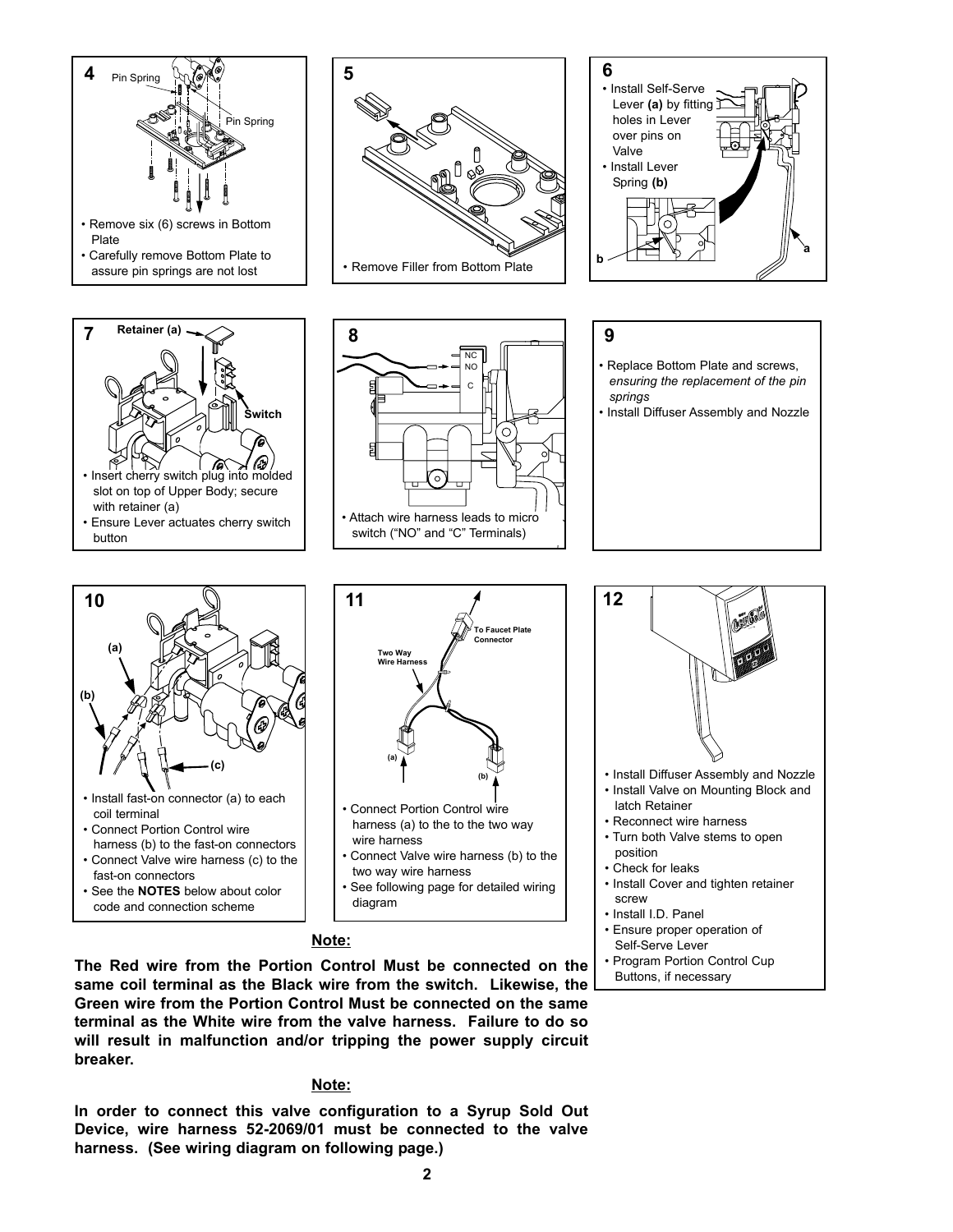### 4

Pin Spring

Pin Spring

- Remove six (6) screws in Bottom Plate
- Carefully remove Bottom Plate to assure pin springs are not lost

### 5

- Remove Filler from Bottom Plate

### 6

- Install Self-Serve Lever **(a)** by fitting holes in Lever over pins on Valve
- Install Lever Spring **(b)**

### 7

**Retainer (a)**

**Switch**

- Insert cherry switch plug into molded slot on top of Upper Body; secure with retainer (a)
- Ensure Lever actuates cherry switch button

### 8

NC
NO
C

- Attach wire harness leads to micro switch ("NO" and "C" Terminals)

### 9

- Replace Bottom Plate and screws, *ensuring the replacement of the pin springs*
- Install Diffuser Assembly and Nozzle

### 10

(a)
(b)
(c)

- Install fast-on connector (a) to each coil terminal
- Connect Portion Control wire harness (b) to the fast-on connectors
- Connect Valve wire harness (c) to the fast-on connectors
- See the **NOTES** below about color code and connection scheme

### 11

To Faucet Plate Connector

Two Way Wire Harness

(a)
(b)

- Connect Portion Control wire harness (a) to the to the two way wire harness
- Connect Valve wire harness (b) to the two way wire harness
- See following page for detailed wiring diagram

### 12

- Install Diffuser Assembly and Nozzle
- Install Valve on Mounting Block and latch Retainer
- Reconnect wire harness
- Turn both Valve stems to open position
- Check for leaks
- Install Cover and tighten retainer screw
- Install I.D. Panel
- Ensure proper operation of Self-Serve Lever
- Program Portion Control Cup Buttons, if necessary

**Note:**

**The Red wire from the Portion Control Must be connected on the same coil terminal as the Black wire from the switch. Likewise, the Green wire from the Portion Control Must be connected on the same terminal as the White wire from the valve harness. Failure to do so will result in malfunction and/or tripping the power supply circuit breaker.**

**Note:**

**In order to connect this valve configuration to a Syrup Sold Out Device, wire harness 52-2069/01 must be connected to the valve harness. (See wiring diagram on following page.)**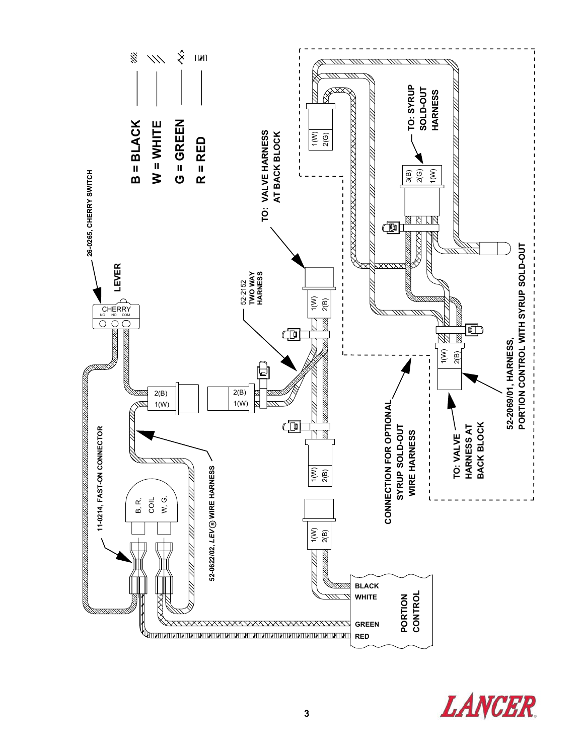26-0265, CHERRY SWITCH

LEVER

CHERRY
NC NO COM

B = BLACK
W = WHITE
G = GREEN
R = RED

11-0214, FAST-ON CONNECTOR

B, R, COIL W, G,

2(B)
1(W)

2(B)
1(W)

52-0622/02, *LEV*® WIRE HARNESS

52-2152 TWO WAY HARNESS

TO: VALVE HARNESS AT BACK BLOCK

1(W)
2(B)

1(W)
2(B)

1(W)
2(B)

BLACK
WHITE
GREEN
RED

PORTION CONTROL

1(W)
2(G)

3(B)
2(G)
1(W)

TO: SYRUP SOLD-OUT HARNESS

1(W)
2(B)

CONNECTION FOR OPTIONAL SYRUP SOLD-OUT WIRE HARNESS

TO: VALVE HARNESS AT BACK BLOCK

52-2069/01, HARNESS, PORTION CONTROL WITH SYRUP SOLD-OUT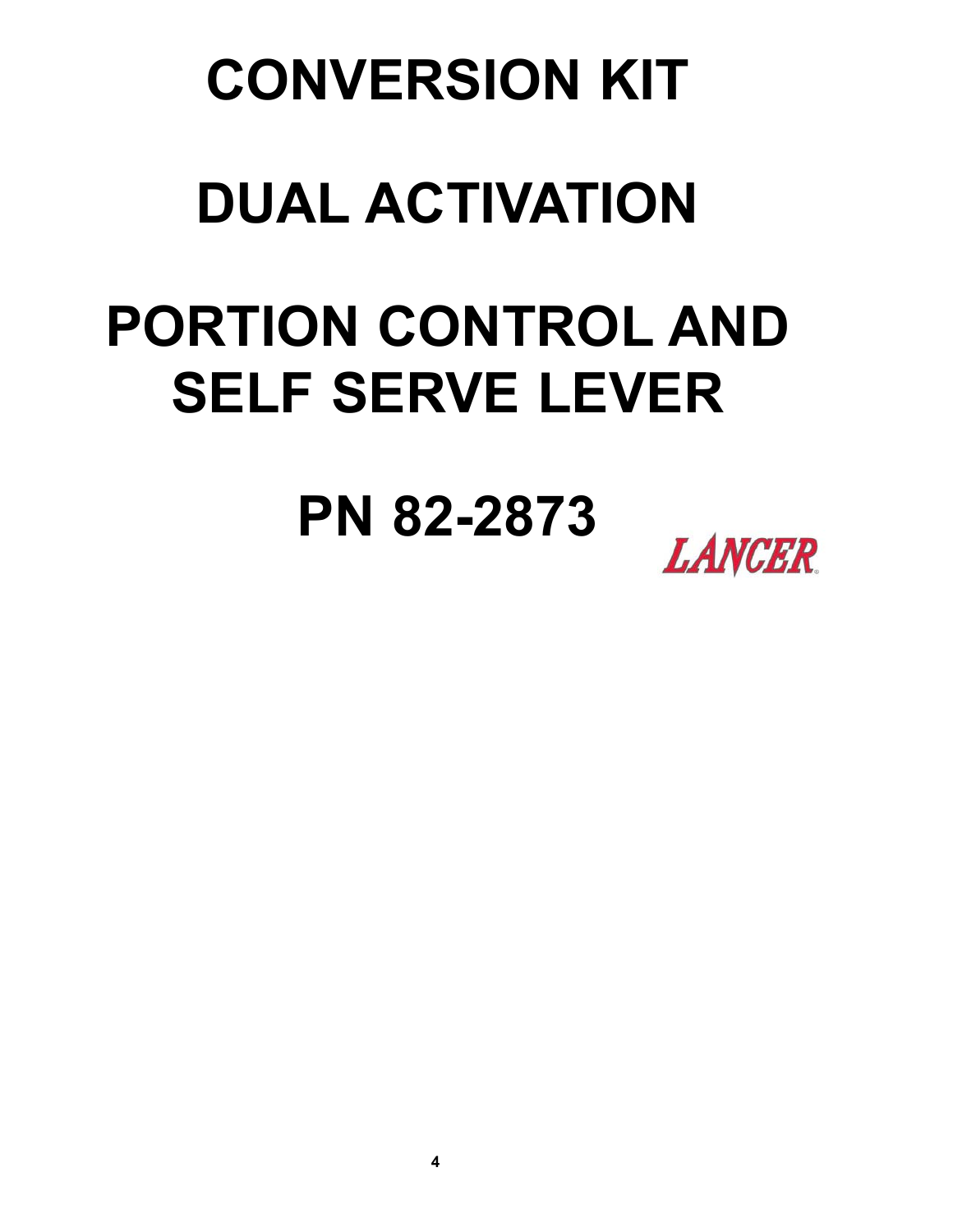# CONVERSION KIT

# DUAL ACTIVATION

# PORTION CONTROL AND SELF SERVE LEVER

# PN 82-2873

LANCER